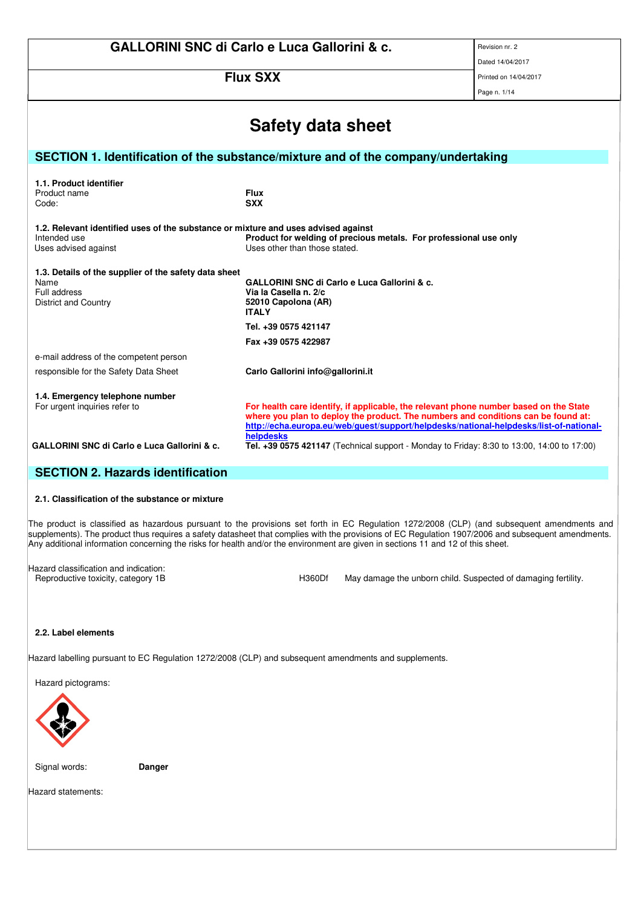# Safety data sheet

## SECTION 1. Identification of the substance/mixture and of the company/undertaking

**1.1. Product identifier**

| | |
|---|---|
| Product name | **Flux** |
| Code: | **SXX** |

**1.2. Relevant identified uses of the substance or mixture and uses advised against**

| | |
|---|---|
| Intended use | **Product for welding of precious metals. For professional use only** |
| Uses advised against | Uses other than those stated. |

**1.3. Details of the supplier of the safety data sheet**

| | |
|---|---|
| Name | **GALLORINI SNC di Carlo e Luca Gallorini & c.** |
| Full address | **Via la Casella n. 2/c** |
| District and Country | **52010 Capolona (AR)** |
| | **ITALY** |
| | **Tel. +39 0575 421147** |
| | **Fax +39 0575 422987** |

e-mail address of the competent person responsible for the Safety Data Sheet: **Carlo Gallorini info@gallorini.it**

**1.4. Emergency telephone number**

For urgent inquiries refer to: **For health care identify, if applicable, the relevant phone number based on the State where you plan to deploy the product. The numbers and conditions can be found at: http://echa.europa.eu/web/guest/support/helpdesks/national-helpdesks/list-of-national-helpdesks**

**GALLORINI SNC di Carlo e Luca Gallorini & c.** — **Tel. +39 0575 421147** (Technical support - Monday to Friday: 8:30 to 13:00, 14:00 to 17:00)

## SECTION 2. Hazards identification

**2.1. Classification of the substance or mixture**

The product is classified as hazardous pursuant to the provisions set forth in EC Regulation 1272/2008 (CLP) (and subsequent amendments and supplements). The product thus requires a safety datasheet that complies with the provisions of EC Regulation 1907/2006 and subsequent amendments. Any additional information concerning the risks for health and/or the environment are given in sections 11 and 12 of this sheet.

Hazard classification and indication:

| | | |
|---|---|---|
| Reproductive toxicity, category 1B | H360Df | May damage the unborn child. Suspected of damaging fertility. |

**2.2. Label elements**

Hazard labelling pursuant to EC Regulation 1272/2008 (CLP) and subsequent amendments and supplements.

Hazard pictograms:

Signal words: **Danger**

Hazard statements: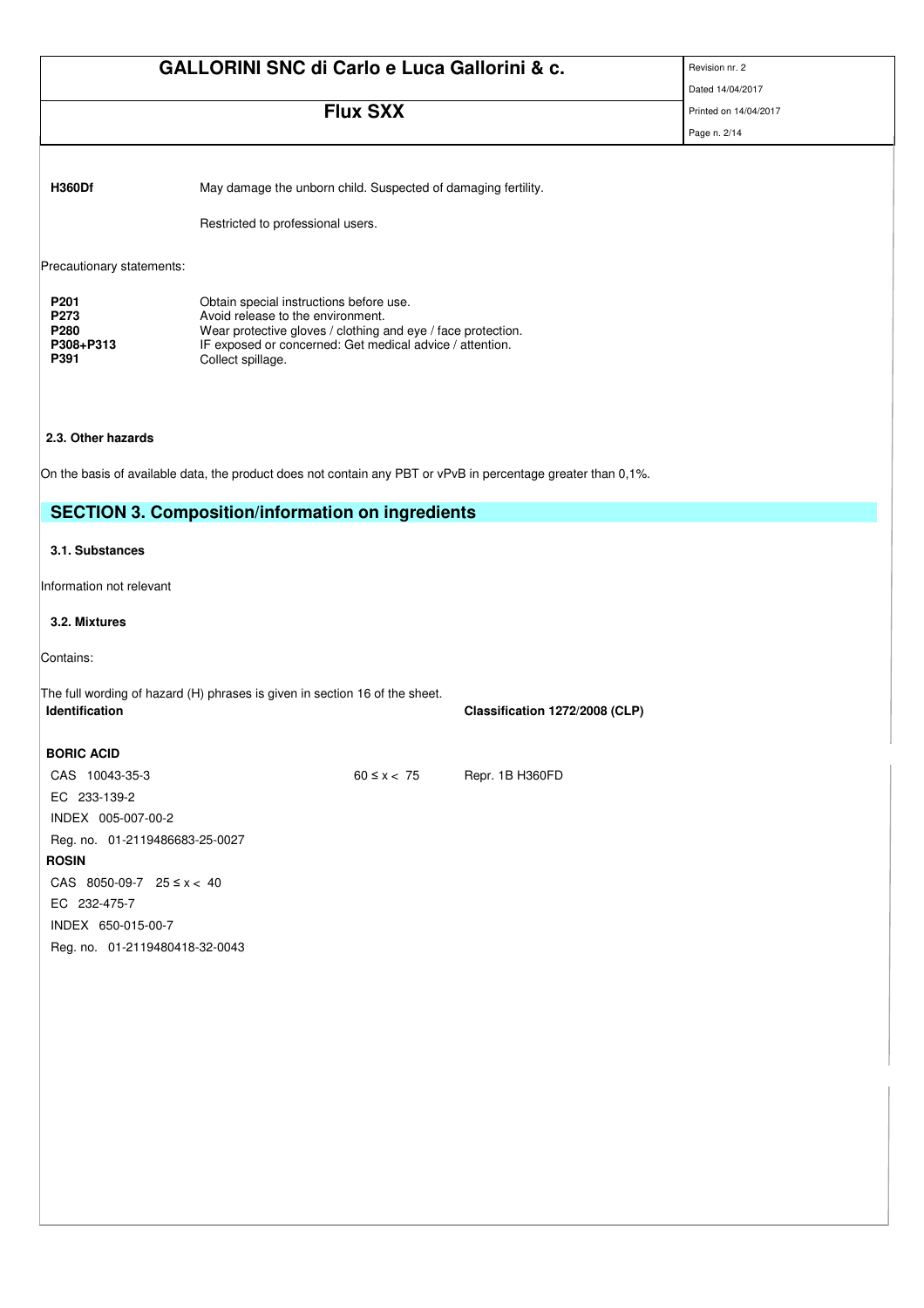**H360Df** May damage the unborn child. Suspected of damaging fertility.

Restricted to professional users.

Precautionary statements:

| | |
|---|---|
| **P201** | Obtain special instructions before use. |
| **P273** | Avoid release to the environment. |
| **P280** | Wear protective gloves / clothing and eye / face protection. |
| **P308+P313** | IF exposed or concerned: Get medical advice / attention. |
| **P391** | Collect spillage. |

### 2.3. Other hazards

On the basis of available data, the product does not contain any PBT or vPvB in percentage greater than 0,1%.

## SECTION 3. Composition/information on ingredients

### 3.1. Substances

Information not relevant

### 3.2. Mixtures

Contains:

The full wording of hazard (H) phrases is given in section 16 of the sheet.

| **Identification** | | **Classification 1272/2008 (CLP)** |
|---|---|---|
| **BORIC ACID** | | |
| CAS 10043-35-3 | 60 ≤ x < 75 | Repr. 1B H360FD |
| EC 233-139-2 | | |
| INDEX 005-007-00-2 | | |
| Reg. no. 01-2119486683-25-0027 | | |
| **ROSIN** | | |
| CAS 8050-09-7 25 ≤ x < 40 | | |
| EC 232-475-7 | | |
| INDEX 650-015-00-7 | | |
| Reg. no. 01-2119480418-32-0043 | | |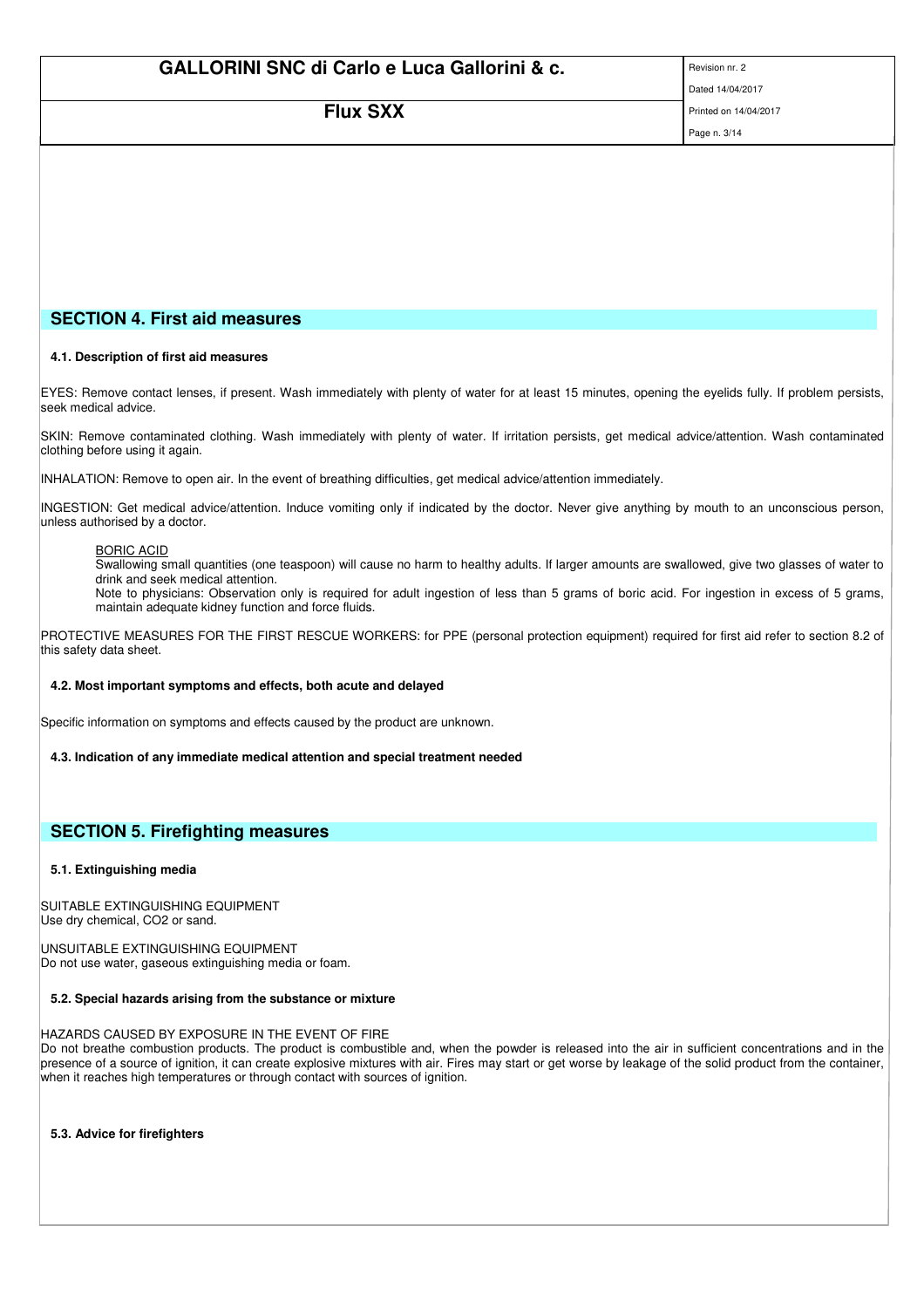## SECTION 4. First aid measures

### 4.1. Description of first aid measures

EYES: Remove contact lenses, if present. Wash immediately with plenty of water for at least 15 minutes, opening the eyelids fully. If problem persists, seek medical advice.

SKIN: Remove contaminated clothing. Wash immediately with plenty of water. If irritation persists, get medical advice/attention. Wash contaminated clothing before using it again.

INHALATION: Remove to open air. In the event of breathing difficulties, get medical advice/attention immediately.

INGESTION: Get medical advice/attention. Induce vomiting only if indicated by the doctor. Never give anything by mouth to an unconscious person, unless authorised by a doctor.

> BORIC ACID
> Swallowing small quantities (one teaspoon) will cause no harm to healthy adults. If larger amounts are swallowed, give two glasses of water to drink and seek medical attention.
> Note to physicians: Observation only is required for adult ingestion of less than 5 grams of boric acid. For ingestion in excess of 5 grams, maintain adequate kidney function and force fluids.

PROTECTIVE MEASURES FOR THE FIRST RESCUE WORKERS: for PPE (personal protection equipment) required for first aid refer to section 8.2 of this safety data sheet.

### 4.2. Most important symptoms and effects, both acute and delayed

Specific information on symptoms and effects caused by the product are unknown.

### 4.3. Indication of any immediate medical attention and special treatment needed

## SECTION 5. Firefighting measures

### 5.1. Extinguishing media

SUITABLE EXTINGUISHING EQUIPMENT
Use dry chemical, CO2 or sand.

UNSUITABLE EXTINGUISHING EQUIPMENT
Do not use water, gaseous extinguishing media or foam.

### 5.2. Special hazards arising from the substance or mixture

HAZARDS CAUSED BY EXPOSURE IN THE EVENT OF FIRE
Do not breathe combustion products. The product is combustible and, when the powder is released into the air in sufficient concentrations and in the presence of a source of ignition, it can create explosive mixtures with air. Fires may start or get worse by leakage of the solid product from the container, when it reaches high temperatures or through contact with sources of ignition.

### 5.3. Advice for firefighters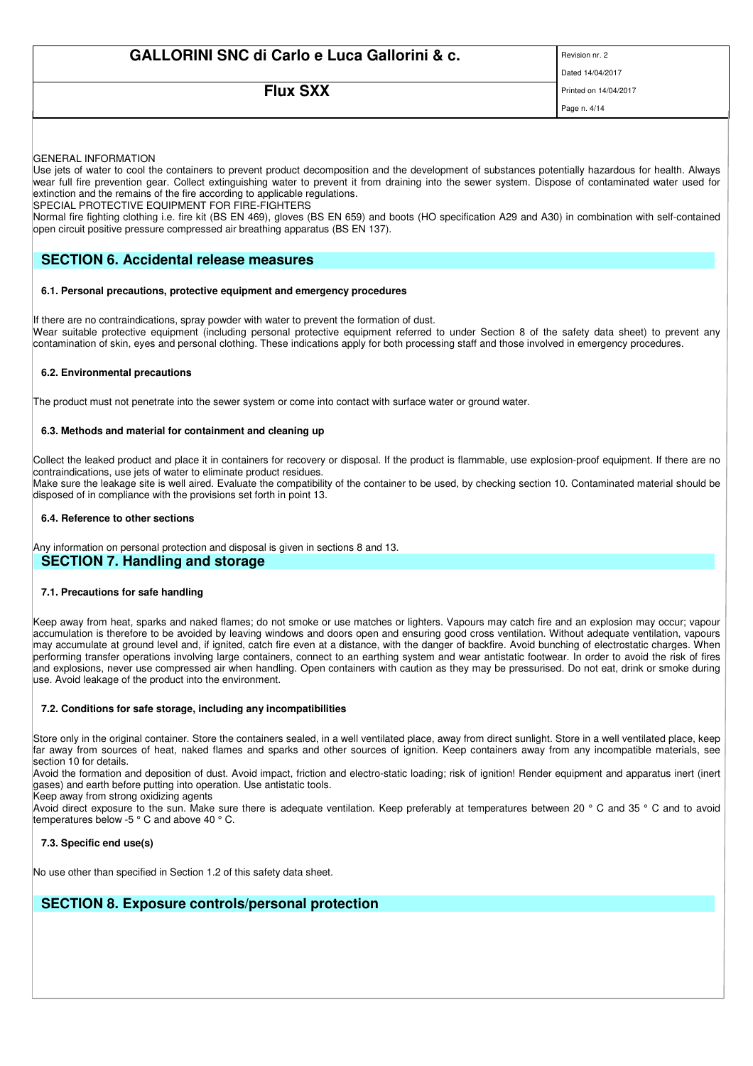GENERAL INFORMATION

Use jets of water to cool the containers to prevent product decomposition and the development of substances potentially hazardous for health. Always wear full fire prevention gear. Collect extinguishing water to prevent it from draining into the sewer system. Dispose of contaminated water used for extinction and the remains of the fire according to applicable regulations.

SPECIAL PROTECTIVE EQUIPMENT FOR FIRE-FIGHTERS

Normal fire fighting clothing i.e. fire kit (BS EN 469), gloves (BS EN 659) and boots (HO specification A29 and A30) in combination with self-contained open circuit positive pressure compressed air breathing apparatus (BS EN 137).

## SECTION 6. Accidental release measures

### 6.1. Personal precautions, protective equipment and emergency procedures

If there are no contraindications, spray powder with water to prevent the formation of dust.

Wear suitable protective equipment (including personal protective equipment referred to under Section 8 of the safety data sheet) to prevent any contamination of skin, eyes and personal clothing. These indications apply for both processing staff and those involved in emergency procedures.

### 6.2. Environmental precautions

The product must not penetrate into the sewer system or come into contact with surface water or ground water.

### 6.3. Methods and material for containment and cleaning up

Collect the leaked product and place it in containers for recovery or disposal. If the product is flammable, use explosion-proof equipment. If there are no contraindications, use jets of water to eliminate product residues.

Make sure the leakage site is well aired. Evaluate the compatibility of the container to be used, by checking section 10. Contaminated material should be disposed of in compliance with the provisions set forth in point 13.

### 6.4. Reference to other sections

Any information on personal protection and disposal is given in sections 8 and 13.

## SECTION 7. Handling and storage

### 7.1. Precautions for safe handling

Keep away from heat, sparks and naked flames; do not smoke or use matches or lighters. Vapours may catch fire and an explosion may occur; vapour accumulation is therefore to be avoided by leaving windows and doors open and ensuring good cross ventilation. Without adequate ventilation, vapours may accumulate at ground level and, if ignited, catch fire even at a distance, with the danger of backfire. Avoid bunching of electrostatic charges. When performing transfer operations involving large containers, connect to an earthing system and wear antistatic footwear. In order to avoid the risk of fires and explosions, never use compressed air when handling. Open containers with caution as they may be pressurised. Do not eat, drink or smoke during use. Avoid leakage of the product into the environment.

### 7.2. Conditions for safe storage, including any incompatibilities

Store only in the original container. Store the containers sealed, in a well ventilated place, away from direct sunlight. Store in a well ventilated place, keep far away from sources of heat, naked flames and sparks and other sources of ignition. Keep containers away from any incompatible materials, see section 10 for details.

Avoid the formation and deposition of dust. Avoid impact, friction and electro-static loading; risk of ignition! Render equipment and apparatus inert (inert gases) and earth before putting into operation. Use antistatic tools.

Keep away from strong oxidizing agents

Avoid direct exposure to the sun. Make sure there is adequate ventilation. Keep preferably at temperatures between 20 ° C and 35 ° C and to avoid temperatures below -5 ° C and above 40 ° C.

### 7.3. Specific end use(s)

No use other than specified in Section 1.2 of this safety data sheet.

## SECTION 8. Exposure controls/personal protection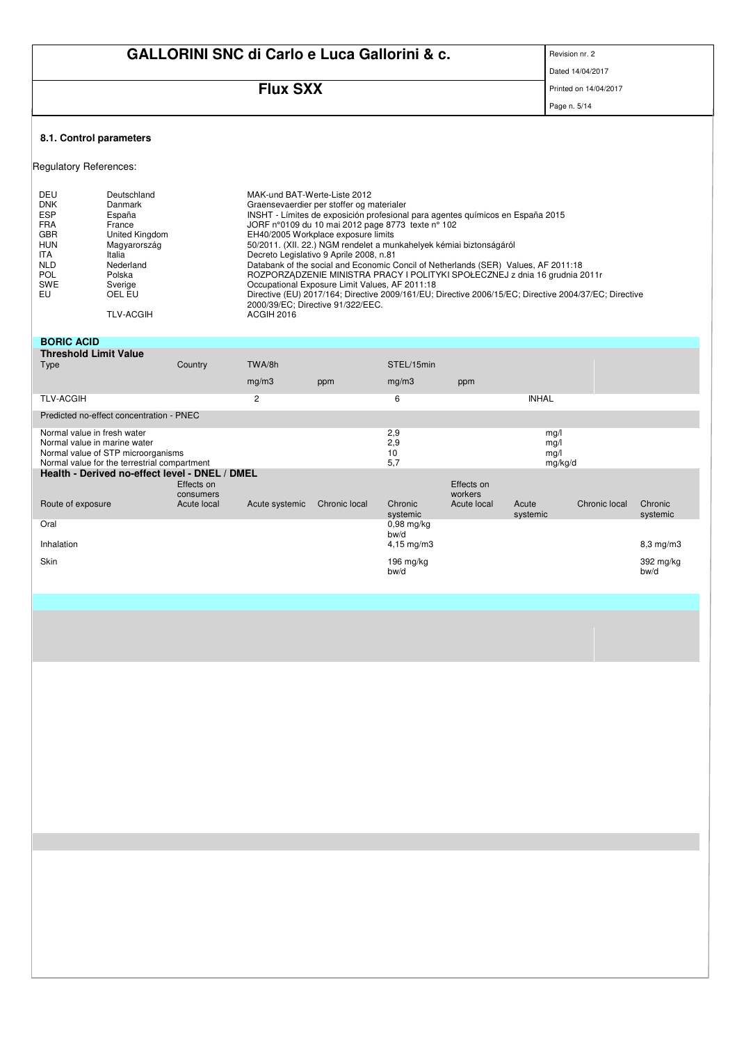### 8.1. Control parameters

Regulatory References:

| | | |
|---|---|---|
| DEU | Deutschland | MAK-und BAT-Werte-Liste 2012 |
| DNK | Danmark | Graensevaerdier per stoffer og materialer |
| ESP | España | INSHT - Límites de exposición profesional para agentes químicos en España 2015 |
| FRA | France | JORF n°0109 du 10 mai 2012 page 8773 texte n° 102 |
| GBR | United Kingdom | EH40/2005 Workplace exposure limits |
| HUN | Magyarország | 50/2011. (XII. 22.) NGM rendelet a munkahelyek kémiai biztonságáról |
| ITA | Italia | Decreto Legislativo 9 Aprile 2008, n.81 |
| NLD | Nederland | Databank of the social and Economic Concil of Netherlands (SER) Values, AF 2011:18 |
| POL | Polska | ROZPORZĄDZENIE MINISTRA PRACY I POLITYKI SPOŁECZNEJ z dnia 16 grudnia 2011r |
| SWE | Sverige | Occupational Exposure Limit Values, AF 2011:18 |
| EU | OEL EU | Directive (EU) 2017/164; Directive 2009/161/EU; Directive 2006/15/EC; Directive 2004/37/EC; Directive 2000/39/EC; Directive 91/322/EEC. |
| | TLV-ACGIH | ACGIH 2016 |

**BORIC ACID**

**Threshold Limit Value**

| Type | Country | TWA/8h | | STEL/15min | | | |
|---|---|---|---|---|---|---|---|
| | | mg/m3 | ppm | mg/m3 | ppm | | |
| TLV-ACGIH | | 2 | | 6 | | INHAL | |

Predicted no-effect concentration - PNEC

| | | |
|---|---|---|
| Normal value in fresh water | 2,9 | mg/l |
| Normal value in marine water | 2,9 | mg/l |
| Normal value of STP microorganisms | 10 | mg/l |
| Normal value for the terrestrial compartment | 5,7 | mg/kg/d |

**Health - Derived no-effect level - DNEL / DMEL**

| | Effects on consumers | | | | Effects on workers | | | |
|---|---|---|---|---|---|---|---|---|
| Route of exposure | Acute local | Acute systemic | Chronic local | Chronic systemic | Acute local | Acute systemic | Chronic local | Chronic systemic |
| Oral | | | | 0,98 mg/kg bw/d | | | | |
| Inhalation | | | | 4,15 mg/m3 | | | | 8,3 mg/m3 |
| Skin | | | | 196 mg/kg bw/d | | | | 392 mg/kg bw/d |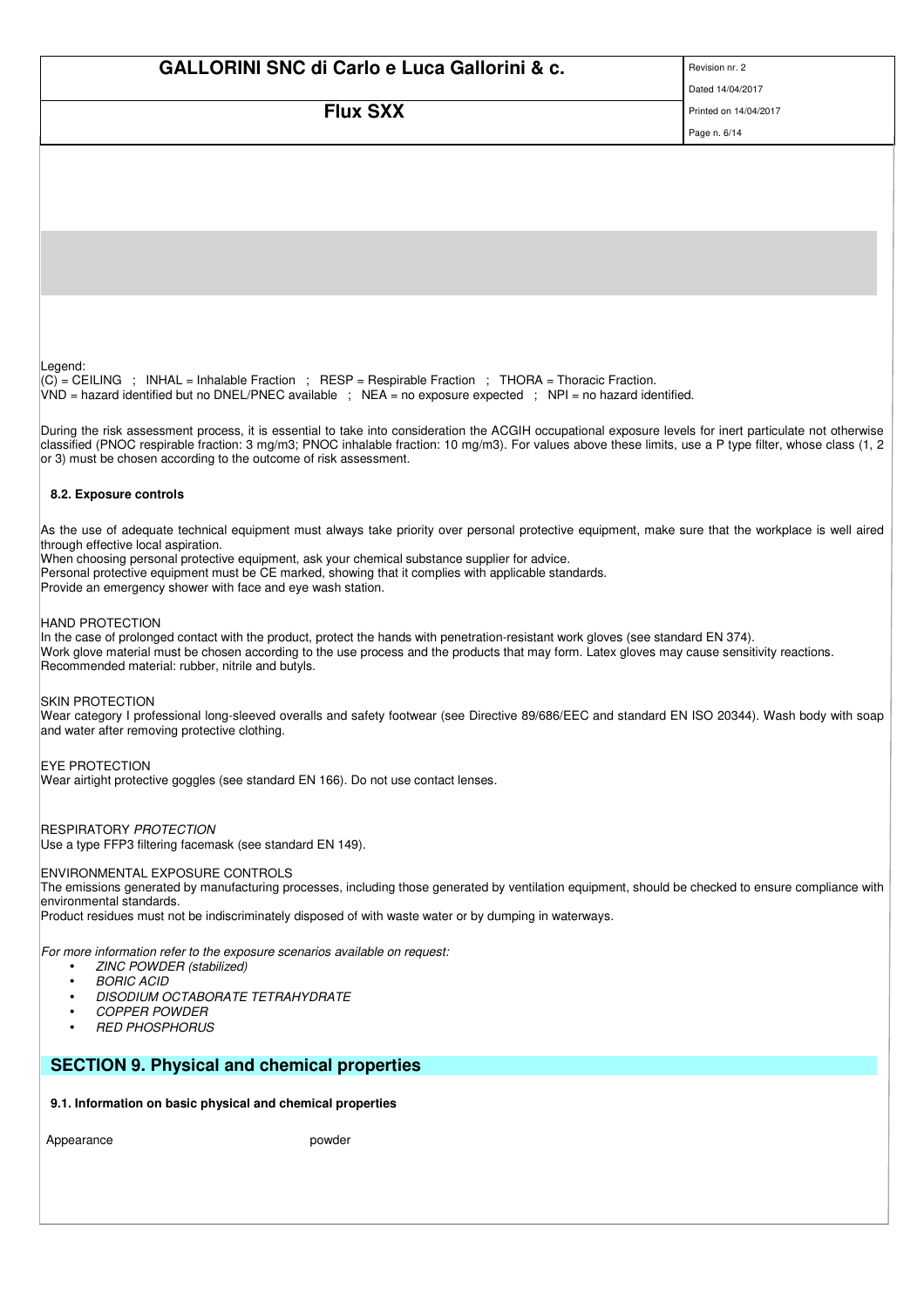Legend:
(C) = CEILING ; INHAL = Inhalable Fraction ; RESP = Respirable Fraction ; THORA = Thoracic Fraction.
VND = hazard identified but no DNEL/PNEC available ; NEA = no exposure expected ; NPI = no hazard identified.

During the risk assessment process, it is essential to take into consideration the ACGIH occupational exposure levels for inert particulate not otherwise classified (PNOC respirable fraction: 3 mg/m3; PNOC inhalable fraction: 10 mg/m3). For values above these limits, use a P type filter, whose class (1, 2 or 3) must be chosen according to the outcome of risk assessment.

### 8.2. Exposure controls

As the use of adequate technical equipment must always take priority over personal protective equipment, make sure that the workplace is well aired through effective local aspiration.
When choosing personal protective equipment, ask your chemical substance supplier for advice.
Personal protective equipment must be CE marked, showing that it complies with applicable standards.
Provide an emergency shower with face and eye wash station.

HAND PROTECTION
In the case of prolonged contact with the product, protect the hands with penetration-resistant work gloves (see standard EN 374).
Work glove material must be chosen according to the use process and the products that may form. Latex gloves may cause sensitivity reactions.
Recommended material: rubber, nitrile and butyls.

SKIN PROTECTION
Wear category I professional long-sleeved overalls and safety footwear (see Directive 89/686/EEC and standard EN ISO 20344). Wash body with soap and water after removing protective clothing.

EYE PROTECTION
Wear airtight protective goggles (see standard EN 166). Do not use contact lenses.

RESPIRATORY *PROTECTION*
Use a type FFP3 filtering facemask (see standard EN 149).

ENVIRONMENTAL EXPOSURE CONTROLS
The emissions generated by manufacturing processes, including those generated by ventilation equipment, should be checked to ensure compliance with environmental standards.
Product residues must not be indiscriminately disposed of with waste water or by dumping in waterways.

*For more information refer to the exposure scenarios available on request:*

- *ZINC POWDER (stabilized)*
- *BORIC ACID*
- *DISODIUM OCTABORATE TETRAHYDRATE*
- *COPPER POWDER*
- *RED PHOSPHORUS*

## SECTION 9. Physical and chemical properties

### 9.1. Information on basic physical and chemical properties

Appearance powder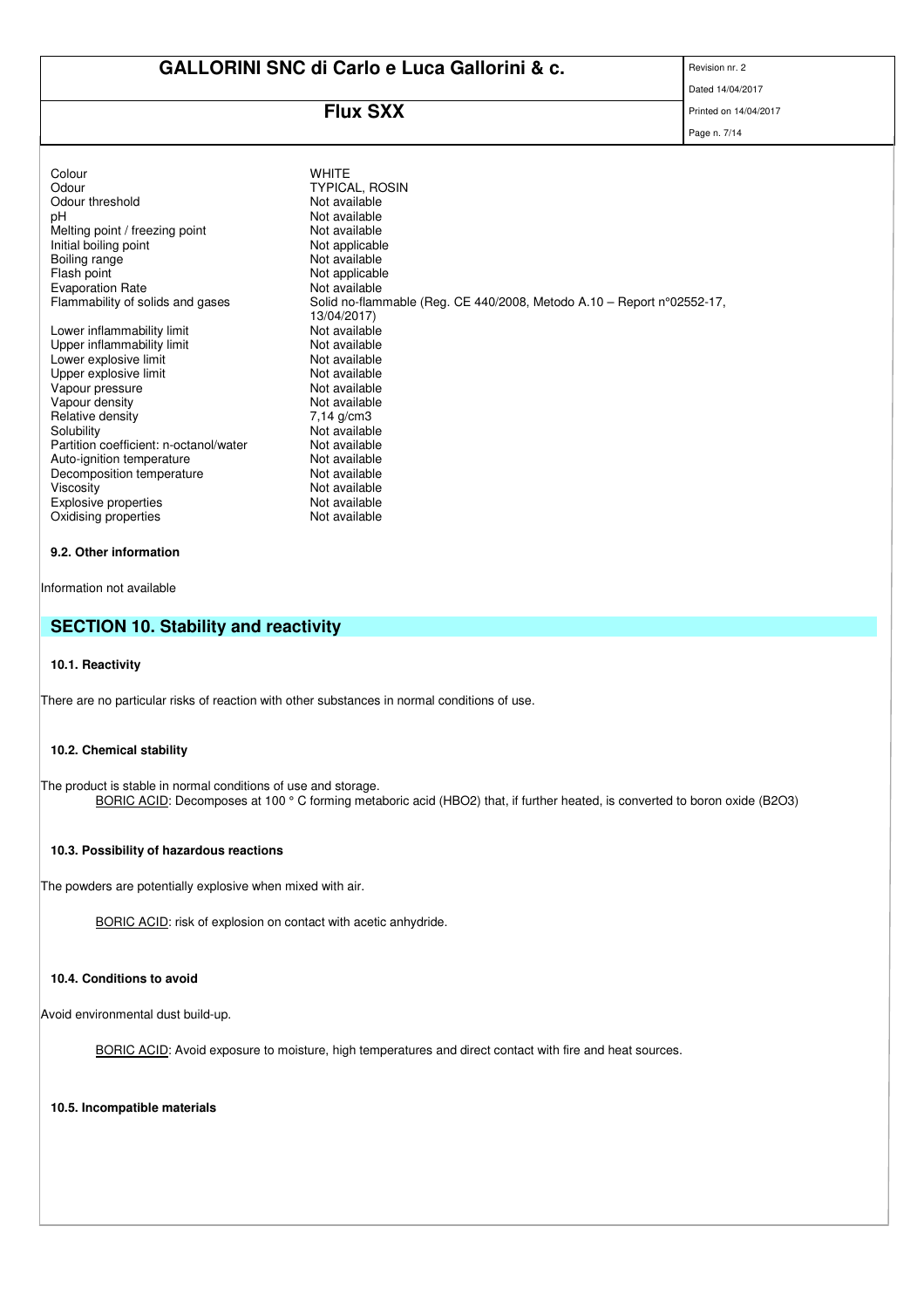| | |
|---|---|
| Colour | WHITE |
| Odour | TYPICAL, ROSIN |
| Odour threshold | Not available |
| pH | Not available |
| Melting point / freezing point | Not available |
| Initial boiling point | Not applicable |
| Boiling range | Not available |
| Flash point | Not applicable |
| Evaporation Rate | Not available |
| Flammability of solids and gases | Solid no-flammable (Reg. CE 440/2008, Metodo A.10 – Report n°02552-17, 13/04/2017) |
| Lower inflammability limit | Not available |
| Upper inflammability limit | Not available |
| Lower explosive limit | Not available |
| Upper explosive limit | Not available |
| Vapour pressure | Not available |
| Vapour density | Not available |
| Relative density | 7,14 g/cm3 |
| Solubility | Not available |
| Partition coefficient: n-octanol/water | Not available |
| Auto-ignition temperature | Not available |
| Decomposition temperature | Not available |
| Viscosity | Not available |
| Explosive properties | Not available |
| Oxidising properties | Not available |

### 9.2. Other information

Information not available

## SECTION 10. Stability and reactivity

### 10.1. Reactivity

There are no particular risks of reaction with other substances in normal conditions of use.

### 10.2. Chemical stability

The product is stable in normal conditions of use and storage.

BORIC ACID: Decomposes at 100 ° C forming metaboric acid ($HBO_2$) that, if further heated, is converted to boron oxide ($B_2O_3$)

### 10.3. Possibility of hazardous reactions

The powders are potentially explosive when mixed with air.

BORIC ACID: risk of explosion on contact with acetic anhydride.

### 10.4. Conditions to avoid

Avoid environmental dust build-up.

BORIC ACID: Avoid exposure to moisture, high temperatures and direct contact with fire and heat sources.

### 10.5. Incompatible materials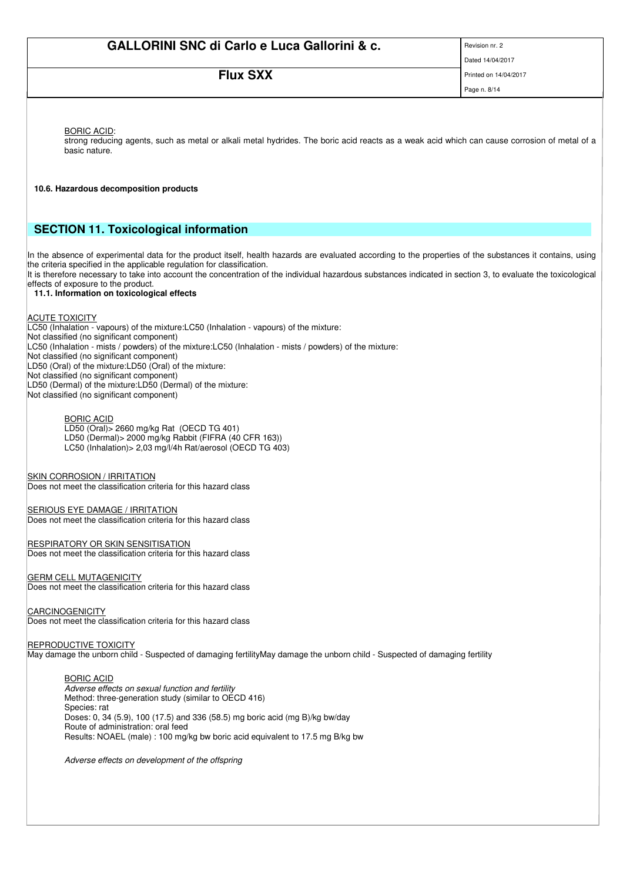BORIC ACID:

strong reducing agents, such as metal or alkali metal hydrides. The boric acid reacts as a weak acid which can cause corrosion of metal of a basic nature.

**10.6. Hazardous decomposition products**

## SECTION 11. Toxicological information

In the absence of experimental data for the product itself, health hazards are evaluated according to the properties of the substances it contains, using the criteria specified in the applicable regulation for classification.
It is therefore necessary to take into account the concentration of the individual hazardous substances indicated in section 3, to evaluate the toxicological effects of exposure to the product.

**11.1. Information on toxicological effects**

ACUTE TOXICITY
LC50 (Inhalation - vapours) of the mixture:LC50 (Inhalation - vapours) of the mixture:
Not classified (no significant component)
LC50 (Inhalation - mists / powders) of the mixture:LC50 (Inhalation - mists / powders) of the mixture:
Not classified (no significant component)
LD50 (Oral) of the mixture:LD50 (Oral) of the mixture:
Not classified (no significant component)
LD50 (Dermal) of the mixture:LD50 (Dermal) of the mixture:
Not classified (no significant component)

BORIC ACID
LD50 (Oral)> 2660 mg/kg Rat (OECD TG 401)
LD50 (Dermal)> 2000 mg/kg Rabbit (FIFRA (40 CFR 163))
LC50 (Inhalation)> 2,03 mg/l/4h Rat/aerosol (OECD TG 403)

SKIN CORROSION / IRRITATION
Does not meet the classification criteria for this hazard class

SERIOUS EYE DAMAGE / IRRITATION
Does not meet the classification criteria for this hazard class

RESPIRATORY OR SKIN SENSITISATION
Does not meet the classification criteria for this hazard class

GERM CELL MUTAGENICITY
Does not meet the classification criteria for this hazard class

CARCINOGENICITY
Does not meet the classification criteria for this hazard class

REPRODUCTIVE TOXICITY
May damage the unborn child - Suspected of damaging fertilityMay damage the unborn child - Suspected of damaging fertility

BORIC ACID
*Adverse effects on sexual function and fertility*
Method: three-generation study (similar to OECD 416)
Species: rat
Doses: 0, 34 (5.9), 100 (17.5) and 336 (58.5) mg boric acid (mg B)/kg bw/day
Route of administration: oral feed
Results: NOAEL (male) : 100 mg/kg bw boric acid equivalent to 17.5 mg B/kg bw

*Adverse effects on development of the offspring*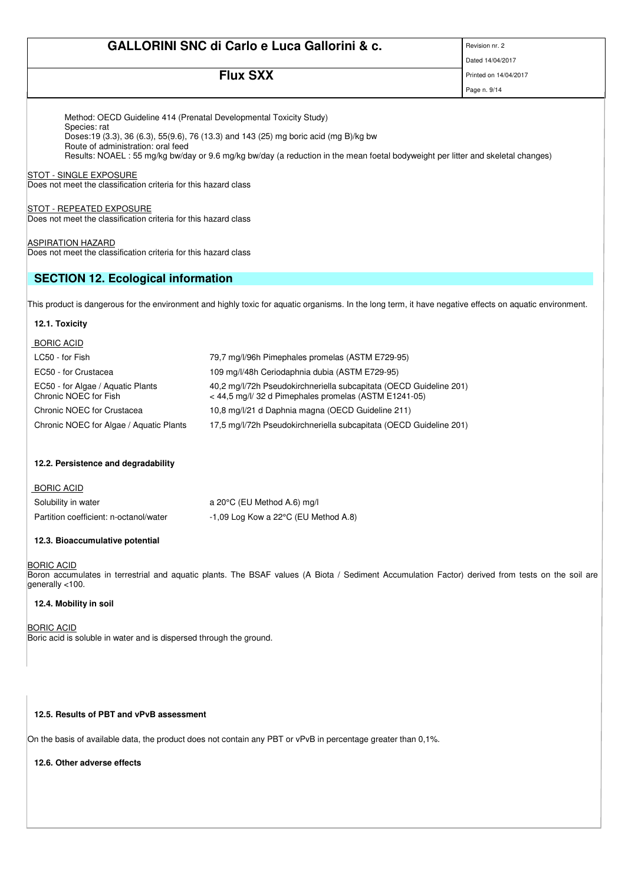Method: OECD Guideline 414 (Prenatal Developmental Toxicity Study)
Species: rat
Doses:19 (3.3), 36 (6.3), 55(9.6), 76 (13.3) and 143 (25) mg boric acid (mg B)/kg bw
Route of administration: oral feed
Results: NOAEL : 55 mg/kg bw/day or 9.6 mg/kg bw/day (a reduction in the mean foetal bodyweight per litter and skeletal changes)

STOT - SINGLE EXPOSURE
Does not meet the classification criteria for this hazard class

STOT - REPEATED EXPOSURE
Does not meet the classification criteria for this hazard class

ASPIRATION HAZARD
Does not meet the classification criteria for this hazard class

## SECTION 12. Ecological information

This product is dangerous for the environment and highly toxic for aquatic organisms. In the long term, it have negative effects on aquatic environment.

### 12.1. Toxicity

BORIC ACID

| | |
|---|---|
| LC50 - for Fish | 79,7 mg/l/96h Pimephales promelas (ASTM E729-95) |
| EC50 - for Crustacea | 109 mg/l/48h Ceriodaphnia dubia (ASTM E729-95) |
| EC50 - for Algae / Aquatic Plants | 40,2 mg/l/72h Pseudokirchneriella subcapitata (OECD Guideline 201) |
| Chronic NOEC for Fish | < 44,5 mg/l/ 32 d Pimephales promelas (ASTM E1241-05) |
| Chronic NOEC for Crustacea | 10,8 mg/l/21 d Daphnia magna (OECD Guideline 211) |
| Chronic NOEC for Algae / Aquatic Plants | 17,5 mg/l/72h Pseudokirchneriella subcapitata (OECD Guideline 201) |

### 12.2. Persistence and degradability

BORIC ACID

| | |
|---|---|
| Solubility in water | a 20°C (EU Method A.6) mg/l |
| Partition coefficient: n-octanol/water | -1,09 Log Kow a 22°C (EU Method A.8) |

### 12.3. Bioaccumulative potential

BORIC ACID
Boron accumulates in terrestrial and aquatic plants. The BSAF values (A Biota / Sediment Accumulation Factor) derived from tests on the soil are generally <100.

### 12.4. Mobility in soil

BORIC ACID
Boric acid is soluble in water and is dispersed through the ground.

### 12.5. Results of PBT and vPvB assessment

On the basis of available data, the product does not contain any PBT or vPvB in percentage greater than 0,1%.

### 12.6. Other adverse effects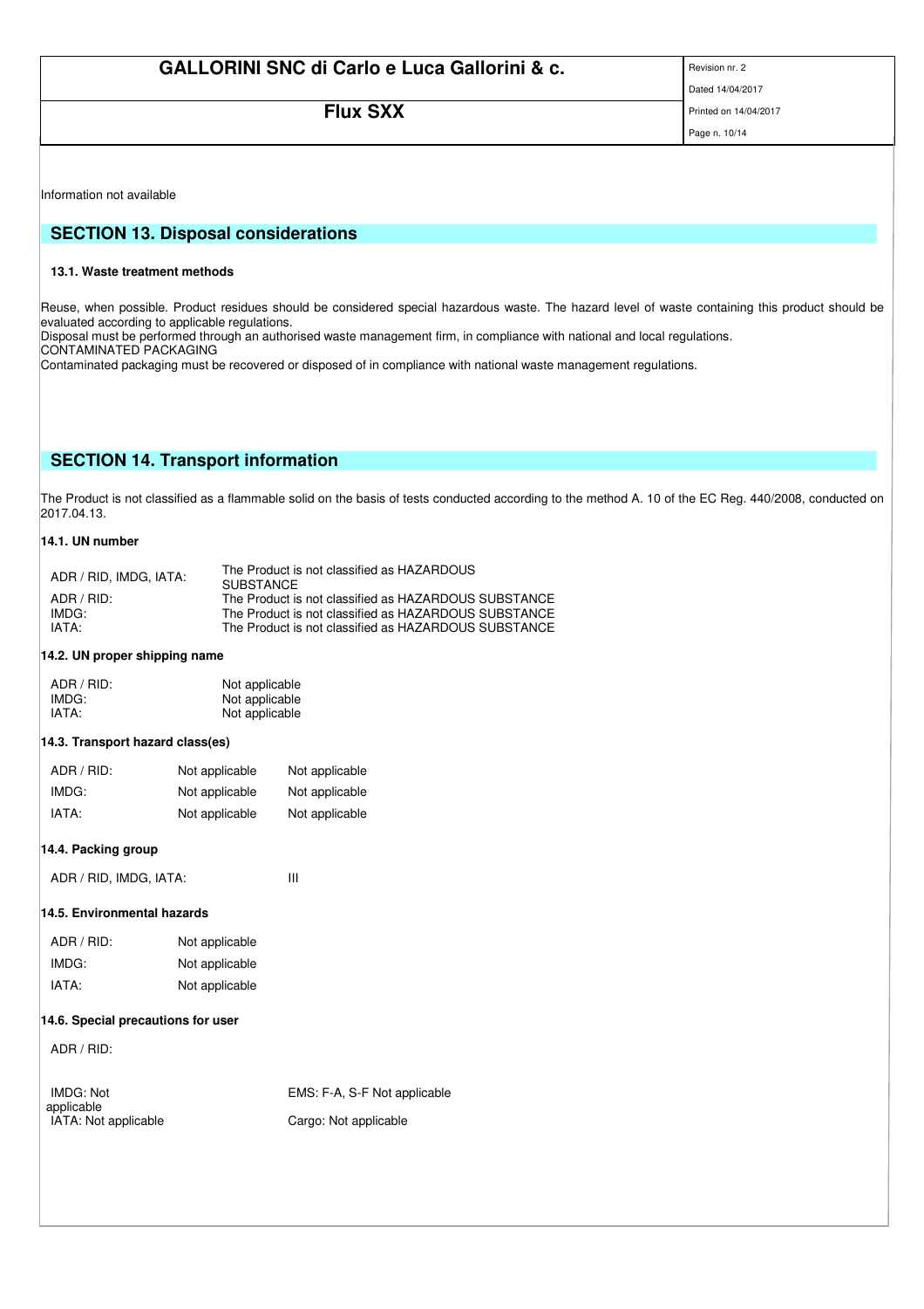Information not available

## SECTION 13. Disposal considerations

### 13.1. Waste treatment methods

Reuse, when possible. Product residues should be considered special hazardous waste. The hazard level of waste containing this product should be evaluated according to applicable regulations.
Disposal must be performed through an authorised waste management firm, in compliance with national and local regulations.
CONTAMINATED PACKAGING
Contaminated packaging must be recovered or disposed of in compliance with national waste management regulations.

## SECTION 14. Transport information

The Product is not classified as a flammable solid on the basis of tests conducted according to the method A. 10 of the EC Reg. 440/2008, conducted on 2017.04.13.

### 14.1. UN number

| | |
|---|---|
| ADR / RID, IMDG, IATA: | The Product is not classified as HAZARDOUS SUBSTANCE |
| ADR / RID: | The Product is not classified as HAZARDOUS SUBSTANCE |
| IMDG: | The Product is not classified as HAZARDOUS SUBSTANCE |
| IATA: | The Product is not classified as HAZARDOUS SUBSTANCE |

### 14.2. UN proper shipping name

| | |
|---|---|
| ADR / RID: | Not applicable |
| IMDG: | Not applicable |
| IATA: | Not applicable |

### 14.3. Transport hazard class(es)

| | | |
|---|---|---|
| ADR / RID: | Not applicable | Not applicable |
| IMDG: | Not applicable | Not applicable |
| IATA: | Not applicable | Not applicable |

### 14.4. Packing group

ADR / RID, IMDG, IATA: III

### 14.5. Environmental hazards

| | |
|---|---|
| ADR / RID: | Not applicable |
| IMDG: | Not applicable |
| IATA: | Not applicable |

### 14.6. Special precautions for user

ADR / RID:

| | |
|---|---|
| IMDG: Not applicable | EMS: F-A, S-F Not applicable |
| IATA: Not applicable | Cargo: Not applicable |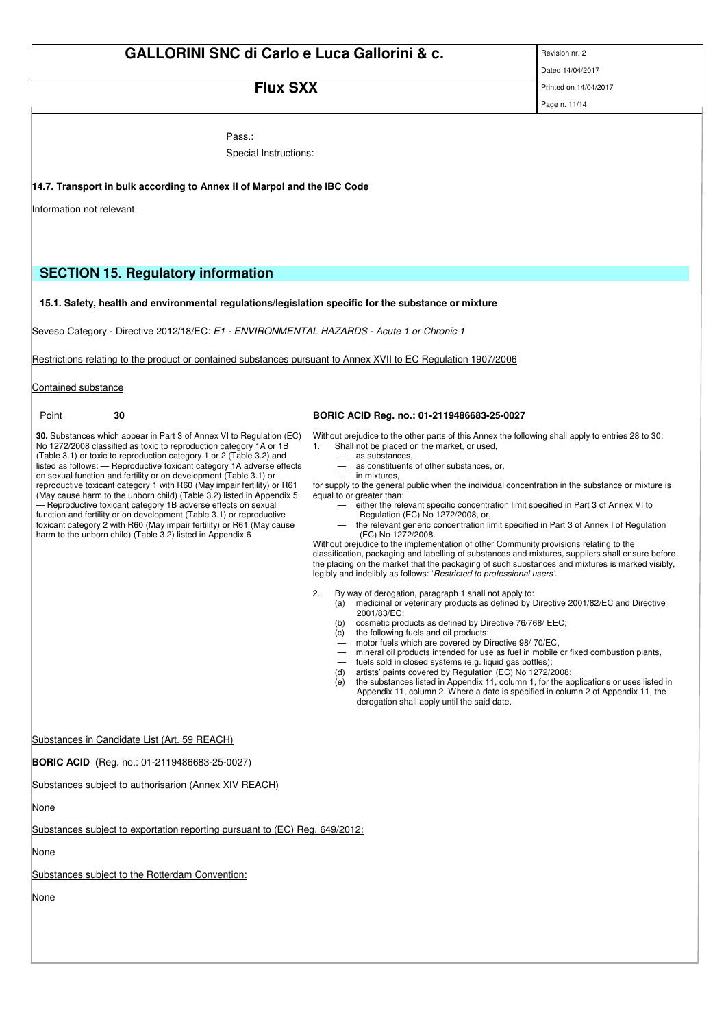Pass.:

Special Instructions:

**14.7. Transport in bulk according to Annex II of Marpol and the IBC Code**

Information not relevant

## SECTION 15. Regulatory information

**15.1. Safety, health and environmental regulations/legislation specific for the substance or mixture**

Seveso Category - Directive 2012/18/EC: *E1 - ENVIRONMENTAL HAZARDS - Acute 1 or Chronic 1*

Restrictions relating to the product or contained substances pursuant to Annex XVII to EC Regulation 1907/2006

Contained substance

Point **30**

**30.** Substances which appear in Part 3 of Annex VI to Regulation (EC) No 1272/2008 classified as toxic to reproduction category 1A or 1B (Table 3.1) or toxic to reproduction category 1 or 2 (Table 3.2) and listed as follows: — Reproductive toxicant category 1A adverse effects on sexual function and fertility or on development (Table 3.1) or reproductive toxicant category 1 with R60 (May impair fertility) or R61 (May cause harm to the unborn child) (Table 3.2) listed in Appendix 5 — Reproductive toxicant category 1B adverse effects on sexual function and fertility or on development (Table 3.1) or reproductive toxicant category 2 with R60 (May impair fertility) or R61 (May cause harm to the unborn child) (Table 3.2) listed in Appendix 6

**BORIC ACID Reg. no.: 01-2119486683-25-0027**

Without prejudice to the other parts of this Annex the following shall apply to entries 28 to 30:

1. Shall not be placed on the market, or used,
   - — as substances,
   - — as constituents of other substances, or,
   - — in mixtures,

for supply to the general public when the individual concentration in the substance or mixture is equal to or greater than:

- — either the relevant specific concentration limit specified in Part 3 of Annex VI to Regulation (EC) No 1272/2008, or,
- — the relevant generic concentration limit specified in Part 3 of Annex I of Regulation (EC) No 1272/2008.

Without prejudice to the implementation of other Community provisions relating to the classification, packaging and labelling of substances and mixtures, suppliers shall ensure before the placing on the market that the packaging of such substances and mixtures is marked visibly, legibly and indelibly as follows: '*Restricted to professional users*'.

2. By way of derogation, paragraph 1 shall not apply to:
   - (a) medicinal or veterinary products as defined by Directive 2001/82/EC and Directive 2001/83/EC;
   - (b) cosmetic products as defined by Directive 76/768/ EEC;
   - (c) the following fuels and oil products:
     - — motor fuels which are covered by Directive 98/ 70/EC,
     - — mineral oil products intended for use as fuel in mobile or fixed combustion plants,
     - — fuels sold in closed systems (e.g. liquid gas bottles);
   - (d) artists' paints covered by Regulation (EC) No 1272/2008;
   - (e) the substances listed in Appendix 11, column 1, for the applications or uses listed in Appendix 11, column 2. Where a date is specified in column 2 of Appendix 11, the derogation shall apply until the said date.

Substances in Candidate List (Art. 59 REACH)

**BORIC ACID** (Reg. no.: 01-2119486683-25-0027)

Substances subject to authorisarion (Annex XIV REACH)

None

Substances subject to exportation reporting pursuant to (EC) Reg. 649/2012:

None

Substances subject to the Rotterdam Convention:

None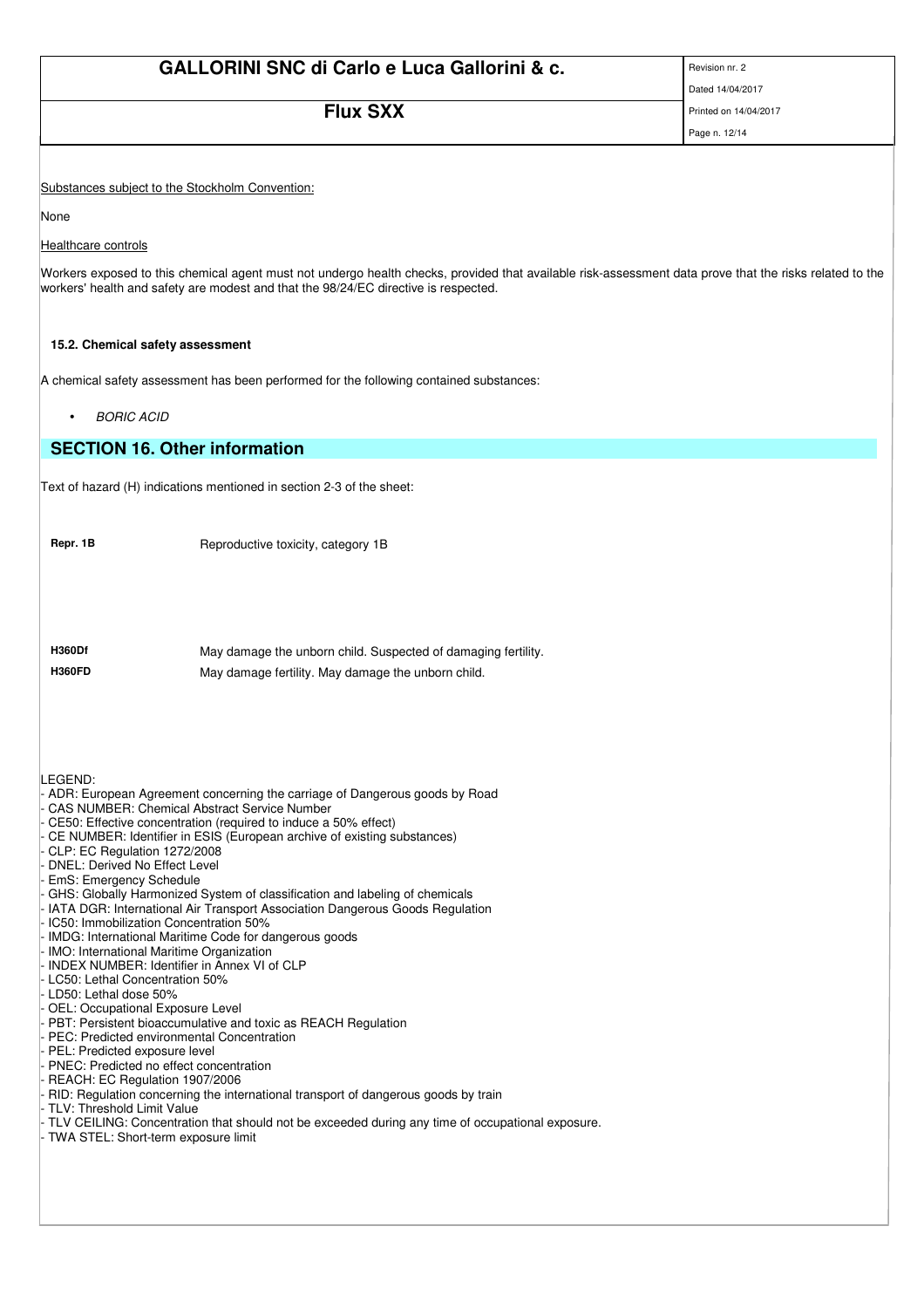Substances subject to the Stockholm Convention:

None

Healthcare controls

Workers exposed to this chemical agent must not undergo health checks, provided that available risk-assessment data prove that the risks related to the workers' health and safety are modest and that the 98/24/EC directive is respected.

### 15.2. Chemical safety assessment

A chemical safety assessment has been performed for the following contained substances:

- *BORIC ACID*

## SECTION 16. Other information

Text of hazard (H) indications mentioned in section 2-3 of the sheet:

| | |
|---|---|
| **Repr. 1B** | Reproductive toxicity, category 1B |
| **H360Df** | May damage the unborn child. Suspected of damaging fertility. |
| **H360FD** | May damage fertility. May damage the unborn child. |

LEGEND:

- ADR: European Agreement concerning the carriage of Dangerous goods by Road
- CAS NUMBER: Chemical Abstract Service Number
- CE50: Effective concentration (required to induce a 50% effect)
- CE NUMBER: Identifier in ESIS (European archive of existing substances)
- CLP: EC Regulation 1272/2008
- DNEL: Derived No Effect Level
- EmS: Emergency Schedule
- GHS: Globally Harmonized System of classification and labeling of chemicals
- IATA DGR: International Air Transport Association Dangerous Goods Regulation
- IC50: Immobilization Concentration 50%
- IMDG: International Maritime Code for dangerous goods
- IMO: International Maritime Organization
- INDEX NUMBER: Identifier in Annex VI of CLP
- LC50: Lethal Concentration 50%
- LD50: Lethal dose 50%
- OEL: Occupational Exposure Level
- PBT: Persistent bioaccumulative and toxic as REACH Regulation
- PEC: Predicted environmental Concentration
- PEL: Predicted exposure level
- PNEC: Predicted no effect concentration
- REACH: EC Regulation 1907/2006
- RID: Regulation concerning the international transport of dangerous goods by train
- TLV: Threshold Limit Value
- TLV CEILING: Concentration that should not be exceeded during any time of occupational exposure.
- TWA STEL: Short-term exposure limit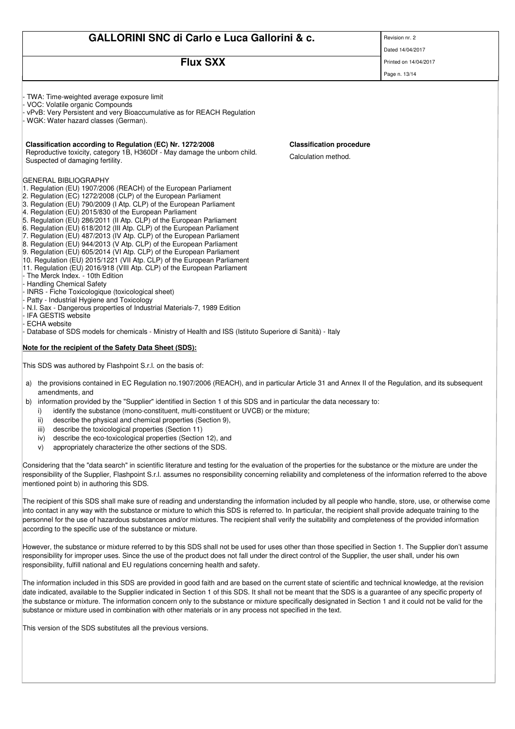- TWA: Time-weighted average exposure limit
- VOC: Volatile organic Compounds
- vPvB: Very Persistent and very Bioaccumulative as for REACH Regulation
- WGK: Water hazard classes (German).

| **Classification according to Regulation (EC) Nr. 1272/2008** | **Classification procedure** |
|---|---|
| Reproductive toxicity, category 1B, H360Df - May damage the unborn child. Suspected of damaging fertility. | Calculation method. |

GENERAL BIBLIOGRAPHY

1. Regulation (EU) 1907/2006 (REACH) of the European Parliament
2. Regulation (EC) 1272/2008 (CLP) of the European Parliament
3. Regulation (EU) 790/2009 (I Atp. CLP) of the European Parliament
4. Regulation (EU) 2015/830 of the European Parliament
5. Regulation (EU) 286/2011 (II Atp. CLP) of the European Parliament
6. Regulation (EU) 618/2012 (III Atp. CLP) of the European Parliament
7. Regulation (EU) 487/2013 (IV Atp. CLP) of the European Parliament
8. Regulation (EU) 944/2013 (V Atp. CLP) of the European Parliament
9. Regulation (EU) 605/2014 (VI Atp. CLP) of the European Parliament
10. Regulation (EU) 2015/1221 (VII Atp. CLP) of the European Parliament
11. Regulation (EU) 2016/918 (VIII Atp. CLP) of the European Parliament

- The Merck Index. - 10th Edition
- Handling Chemical Safety
- INRS - Fiche Toxicologique (toxicological sheet)
- Patty - Industrial Hygiene and Toxicology
- N.I. Sax - Dangerous properties of Industrial Materials-7, 1989 Edition
- IFA GESTIS website
- ECHA website
- Database of SDS models for chemicals - Ministry of Health and ISS (Istituto Superiore di Sanità) - Italy

**Note for the recipient of the Safety Data Sheet (SDS):**

This SDS was authored by Flashpoint S.r.l. on the basis of:

a) the provisions contained in EC Regulation no.1907/2006 (REACH), and in particular Article 31 and Annex II of the Regulation, and its subsequent amendments, and
b) information provided by the "Supplier" identified in Section 1 of this SDS and in particular the data necessary to:
   i) identify the substance (mono-constituent, multi-constituent or UVCB) or the mixture;
   ii) describe the physical and chemical properties (Section 9),
   iii) describe the toxicological properties (Section 11)
   iv) describe the eco-toxicological properties (Section 12), and
   v) appropriately characterize the other sections of the SDS.

Considering that the "data search" in scientific literature and testing for the evaluation of the properties for the substance or the mixture are under the responsibility of the Supplier, Flashpoint S.r.l. assumes no responsibility concerning reliability and completeness of the information referred to the above mentioned point b) in authoring this SDS.

The recipient of this SDS shall make sure of reading and understanding the information included by all people who handle, store, use, or otherwise come into contact in any way with the substance or mixture to which this SDS is referred to. In particular, the recipient shall provide adequate training to the personnel for the use of hazardous substances and/or mixtures. The recipient shall verify the suitability and completeness of the provided information according to the specific use of the substance or mixture.

However, the substance or mixture referred to by this SDS shall not be used for uses other than those specified in Section 1. The Supplier don't assume responsibility for improper uses. Since the use of the product does not fall under the direct control of the Supplier, the user shall, under his own responsibility, fulfill national and EU regulations concerning health and safety.

The information included in this SDS are provided in good faith and are based on the current state of scientific and technical knowledge, at the revision date indicated, available to the Supplier indicated in Section 1 of this SDS. It shall not be meant that the SDS is a guarantee of any specific property of the substance or mixture. The information concern only to the substance or mixture specifically designated in Section 1 and it could not be valid for the substance or mixture used in combination with other materials or in any process not specified in the text.

This version of the SDS substitutes all the previous versions.